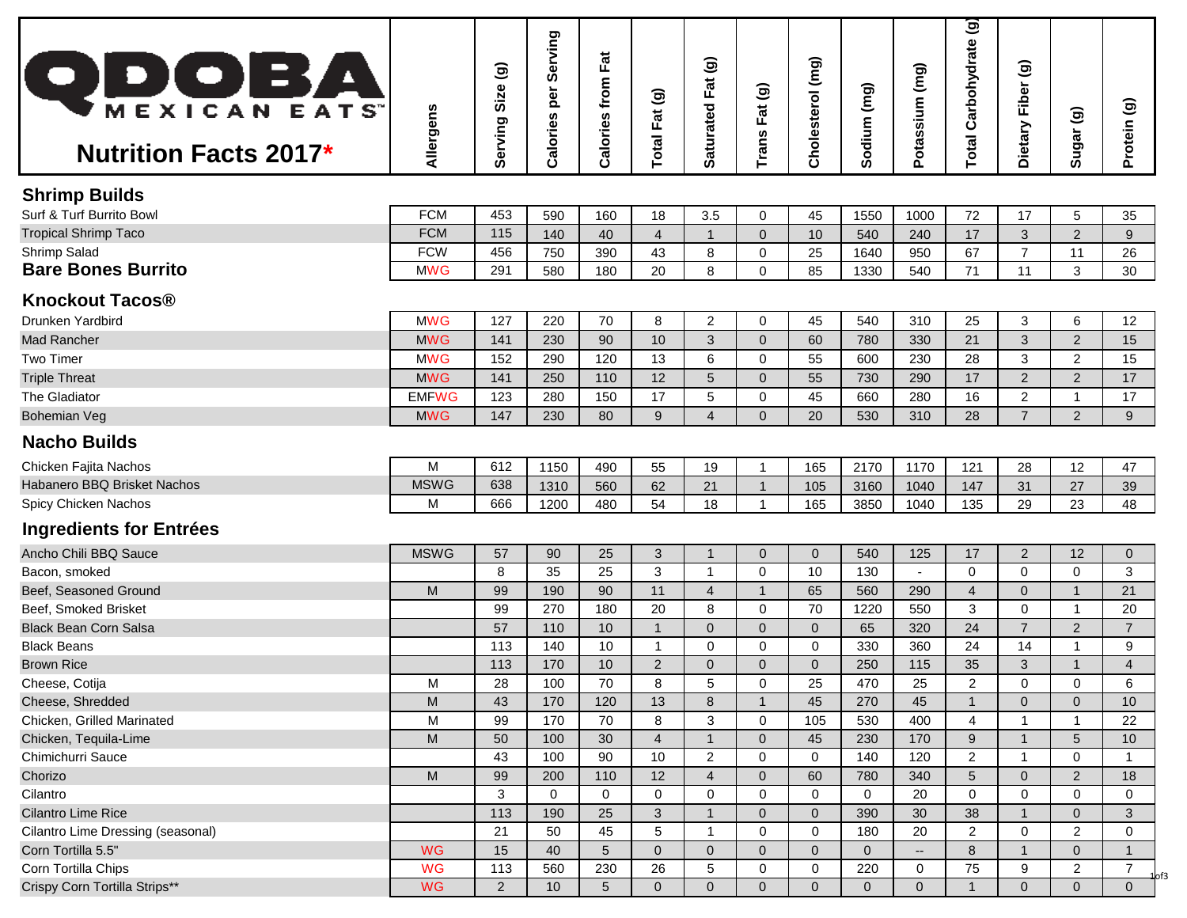# QDOBA MEXICAN EATS

## Nutrition Facts 2017*

| | Allergens | Serving Size (g) | Calories per Serving | Calories from Fat | Total Fat (g) | Saturated Fat (g) | Trans Fat (g) | Cholesterol (mg) | Sodium (mg) | Potassium (mg) | Total Carbohydrate (g) | Dietary Fiber (g) | Sugar (g) | Protein (g) |
|---|---|---|---|---|---|---|---|---|---|---|---|---|---|---|
| **Shrimp Builds** | | | | | | | | | | | | | | |
| Surf & Turf Burrito Bowl | FCM | 453 | 590 | 160 | 18 | 3.5 | 0 | 45 | 1550 | 1000 | 72 | 17 | 5 | 35 |
| Tropical Shrimp Taco | FCM | 115 | 140 | 40 | 4 | 1 | 0 | 10 | 540 | 240 | 17 | 3 | 2 | 9 |
| Shrimp Salad | FCW | 456 | 750 | 390 | 43 | 8 | 0 | 25 | 1640 | 950 | 67 | 7 | 11 | 26 |
| **Bare Bones Burrito** | MWG | 291 | 580 | 180 | 20 | 8 | 0 | 85 | 1330 | 540 | 71 | 11 | 3 | 30 |
| **Knockout Tacos®** | | | | | | | | | | | | | | |
| Drunken Yardbird | MWG | 127 | 220 | 70 | 8 | 2 | 0 | 45 | 540 | 310 | 25 | 3 | 6 | 12 |
| Mad Rancher | MWG | 141 | 230 | 90 | 10 | 3 | 0 | 60 | 780 | 330 | 21 | 3 | 2 | 15 |
| Two Timer | MWG | 152 | 290 | 120 | 13 | 6 | 0 | 55 | 600 | 230 | 28 | 3 | 2 | 15 |
| Triple Threat | MWG | 141 | 250 | 110 | 12 | 5 | 0 | 55 | 730 | 290 | 17 | 2 | 2 | 17 |
| The Gladiator | EMFWG | 123 | 280 | 150 | 17 | 5 | 0 | 45 | 660 | 280 | 16 | 2 | 1 | 17 |
| Bohemian Veg | MWG | 147 | 230 | 80 | 9 | 4 | 0 | 20 | 530 | 310 | 28 | 7 | 2 | 9 |
| **Nacho Builds** | | | | | | | | | | | | | | |
| Chicken Fajita Nachos | M | 612 | 1150 | 490 | 55 | 19 | 1 | 165 | 2170 | 1170 | 121 | 28 | 12 | 47 |
| Habanero BBQ Brisket Nachos | MSWG | 638 | 1310 | 560 | 62 | 21 | 1 | 105 | 3160 | 1040 | 147 | 31 | 27 | 39 |
| Spicy Chicken Nachos | M | 666 | 1200 | 480 | 54 | 18 | 1 | 165 | 3850 | 1040 | 135 | 29 | 23 | 48 |
| **Ingredients for Entrées** | | | | | | | | | | | | | | |
| Ancho Chili BBQ Sauce | MSWG | 57 | 90 | 25 | 3 | 1 | 0 | 0 | 540 | 125 | 17 | 2 | 12 | 0 |
| Bacon, smoked | | 8 | 35 | 25 | 3 | 1 | 0 | 10 | 130 | - | 0 | 0 | 0 | 3 |
| Beef, Seasoned Ground | M | 99 | 190 | 90 | 11 | 4 | 1 | 65 | 560 | 290 | 4 | 0 | 1 | 21 |
| Beef, Smoked Brisket | | 99 | 270 | 180 | 20 | 8 | 0 | 70 | 1220 | 550 | 3 | 0 | 1 | 20 |
| Black Bean Corn Salsa | | 57 | 110 | 10 | 1 | 0 | 0 | 0 | 65 | 320 | 24 | 7 | 2 | 7 |
| Black Beans | | 113 | 140 | 10 | 1 | 0 | 0 | 0 | 330 | 360 | 24 | 14 | 1 | 9 |
| Brown Rice | | 113 | 170 | 10 | 2 | 0 | 0 | 0 | 250 | 115 | 35 | 3 | 1 | 4 |
| Cheese, Cotija | M | 28 | 100 | 70 | 8 | 5 | 0 | 25 | 470 | 25 | 2 | 0 | 0 | 6 |
| Cheese, Shredded | M | 43 | 170 | 120 | 13 | 8 | 1 | 45 | 270 | 45 | 1 | 0 | 0 | 10 |
| Chicken, Grilled Marinated | M | 99 | 170 | 70 | 8 | 3 | 0 | 105 | 530 | 400 | 4 | 1 | 1 | 22 |
| Chicken, Tequila-Lime | M | 50 | 100 | 30 | 4 | 1 | 0 | 45 | 230 | 170 | 9 | 1 | 5 | 10 |
| Chimichurri Sauce | | 43 | 100 | 90 | 10 | 2 | 0 | 0 | 140 | 120 | 2 | 1 | 0 | 1 |
| Chorizo | M | 99 | 200 | 110 | 12 | 4 | 0 | 60 | 780 | 340 | 5 | 0 | 2 | 18 |
| Cilantro | | 3 | 0 | 0 | 0 | 0 | 0 | 0 | 0 | 20 | 0 | 0 | 0 | 0 |
| Cilantro Lime Rice | | 113 | 190 | 25 | 3 | 1 | 0 | 0 | 390 | 30 | 38 | 1 | 0 | 3 |
| Cilantro Lime Dressing (seasonal) | | 21 | 50 | 45 | 5 | 1 | 0 | 0 | 180 | 20 | 2 | 0 | 2 | 0 |
| Corn Tortilla 5.5" | WG | 15 | 40 | 5 | 0 | 0 | 0 | 0 | 0 | -- | 8 | 1 | 0 | 1 |
| Corn Tortilla Chips | WG | 113 | 560 | 230 | 26 | 5 | 0 | 0 | 220 | 0 | 75 | 9 | 2 | 7 |
| Crispy Corn Tortilla Strips** | WG | 2 | 10 | 5 | 0 | 0 | 0 | 0 | 0 | 0 | 1 | 0 | 0 | 0 |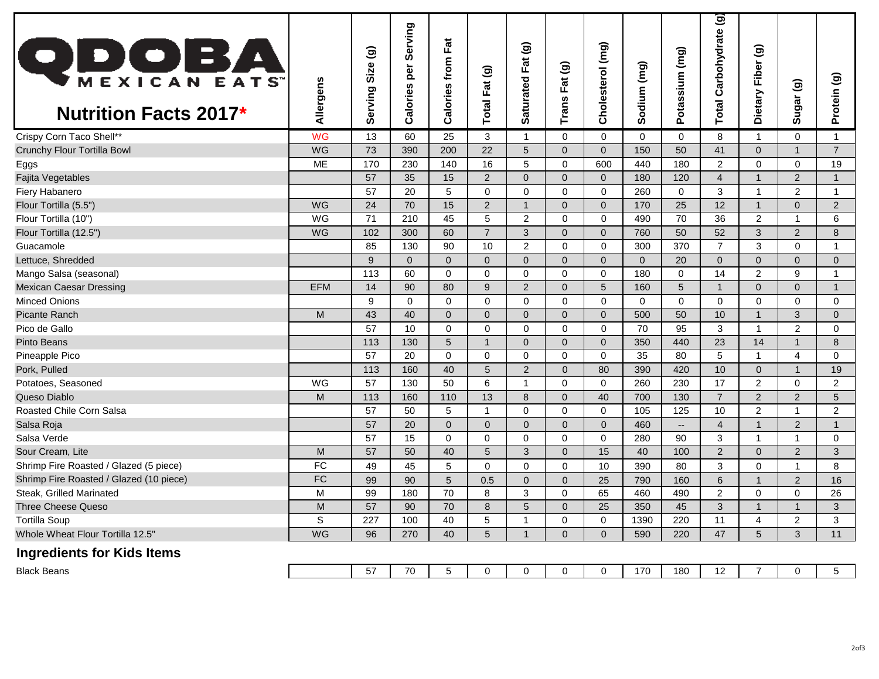# QDOBA MEXICAN EATS

## Nutrition Facts 2017*

| Nutrition Facts 2017* | Allergens | Serving Size (g) | Calories per Serving | Calories from Fat | Total Fat (g) | Saturated Fat (g) | Trans Fat (g) | Cholesterol (mg) | Sodium (mg) | Potassium (mg) | Total Carbohydrate (g) | Dietary Fiber (g) | Sugar (g) | Protein (g) |
|---|---|---|---|---|---|---|---|---|---|---|---|---|---|---|
| Crispy Corn Taco Shell** | WG | 13 | 60 | 25 | 3 | 1 | 0 | 0 | 0 | 0 | 8 | 1 | 0 | 1 |
| Crunchy Flour Tortilla Bowl | WG | 73 | 390 | 200 | 22 | 5 | 0 | 0 | 150 | 50 | 41 | 0 | 1 | 7 |
| Eggs | ME | 170 | 230 | 140 | 16 | 5 | 0 | 600 | 440 | 180 | 2 | 0 | 0 | 19 |
| Fajita Vegetables | | 57 | 35 | 15 | 2 | 0 | 0 | 0 | 180 | 120 | 4 | 1 | 2 | 1 |
| Fiery Habanero | | 57 | 20 | 5 | 0 | 0 | 0 | 0 | 260 | 0 | 3 | 1 | 2 | 1 |
| Flour Tortilla (5.5") | WG | 24 | 70 | 15 | 2 | 1 | 0 | 0 | 170 | 25 | 12 | 1 | 0 | 2 |
| Flour Tortilla (10") | WG | 71 | 210 | 45 | 5 | 2 | 0 | 0 | 490 | 70 | 36 | 2 | 1 | 6 |
| Flour Tortilla (12.5") | WG | 102 | 300 | 60 | 7 | 3 | 0 | 0 | 760 | 50 | 52 | 3 | 2 | 8 |
| Guacamole | | 85 | 130 | 90 | 10 | 2 | 0 | 0 | 300 | 370 | 7 | 3 | 0 | 1 |
| Lettuce, Shredded | | 9 | 0 | 0 | 0 | 0 | 0 | 0 | 0 | 20 | 0 | 0 | 0 | 0 |
| Mango Salsa (seasonal) | | 113 | 60 | 0 | 0 | 0 | 0 | 0 | 180 | 0 | 14 | 2 | 9 | 1 |
| Mexican Caesar Dressing | EFM | 14 | 90 | 80 | 9 | 2 | 0 | 5 | 160 | 5 | 1 | 0 | 0 | 1 |
| Minced Onions | | 9 | 0 | 0 | 0 | 0 | 0 | 0 | 0 | 0 | 0 | 0 | 0 | 0 |
| Picante Ranch | M | 43 | 40 | 0 | 0 | 0 | 0 | 0 | 500 | 50 | 10 | 1 | 3 | 0 |
| Pico de Gallo | | 57 | 10 | 0 | 0 | 0 | 0 | 0 | 70 | 95 | 3 | 1 | 2 | 0 |
| Pinto Beans | | 113 | 130 | 5 | 1 | 0 | 0 | 0 | 350 | 440 | 23 | 14 | 1 | 8 |
| Pineapple Pico | | 57 | 20 | 0 | 0 | 0 | 0 | 0 | 35 | 80 | 5 | 1 | 4 | 0 |
| Pork, Pulled | | 113 | 160 | 40 | 5 | 2 | 0 | 80 | 390 | 420 | 10 | 0 | 1 | 19 |
| Potatoes, Seasoned | WG | 57 | 130 | 50 | 6 | 1 | 0 | 0 | 260 | 230 | 17 | 2 | 0 | 2 |
| Queso Diablo | M | 113 | 160 | 110 | 13 | 8 | 0 | 40 | 700 | 130 | 7 | 2 | 2 | 5 |
| Roasted Chile Corn Salsa | | 57 | 50 | 5 | 1 | 0 | 0 | 0 | 105 | 125 | 10 | 2 | 1 | 2 |
| Salsa Roja | | 57 | 20 | 0 | 0 | 0 | 0 | 0 | 460 | -- | 4 | 1 | 2 | 1 |
| Salsa Verde | | 57 | 15 | 0 | 0 | 0 | 0 | 0 | 280 | 90 | 3 | 1 | 1 | 0 |
| Sour Cream, Lite | M | 57 | 50 | 40 | 5 | 3 | 0 | 15 | 40 | 100 | 2 | 0 | 2 | 3 |
| Shrimp Fire Roasted / Glazed (5 piece) | FC | 49 | 45 | 5 | 0 | 0 | 0 | 10 | 390 | 80 | 3 | 0 | 1 | 8 |
| Shrimp Fire Roasted / Glazed (10 piece) | FC | 99 | 90 | 5 | 0.5 | 0 | 0 | 25 | 790 | 160 | 6 | 1 | 2 | 16 |
| Steak, Grilled Marinated | M | 99 | 180 | 70 | 8 | 3 | 0 | 65 | 460 | 490 | 2 | 0 | 0 | 26 |
| Three Cheese Queso | M | 57 | 90 | 70 | 8 | 5 | 0 | 25 | 350 | 45 | 3 | 1 | 1 | 3 |
| Tortilla Soup | S | 227 | 100 | 40 | 5 | 1 | 0 | 0 | 1390 | 220 | 11 | 4 | 2 | 3 |
| Whole Wheat Flour Tortilla 12.5" | WG | 96 | 270 | 40 | 5 | 1 | 0 | 0 | 590 | 220 | 47 | 5 | 3 | 11 |

## Ingredients for Kids Items

| Item | Allergens | Serving Size (g) | Calories per Serving | Calories from Fat | Total Fat (g) | Saturated Fat (g) | Trans Fat (g) | Cholesterol (mg) | Sodium (mg) | Potassium (mg) | Total Carbohydrate (g) | Dietary Fiber (g) | Sugar (g) | Protein (g) |
|---|---|---|---|---|---|---|---|---|---|---|---|---|---|---|
| Black Beans | | 57 | 70 | 5 | 0 | 0 | 0 | 0 | 170 | 180 | 12 | 7 | 0 | 5 |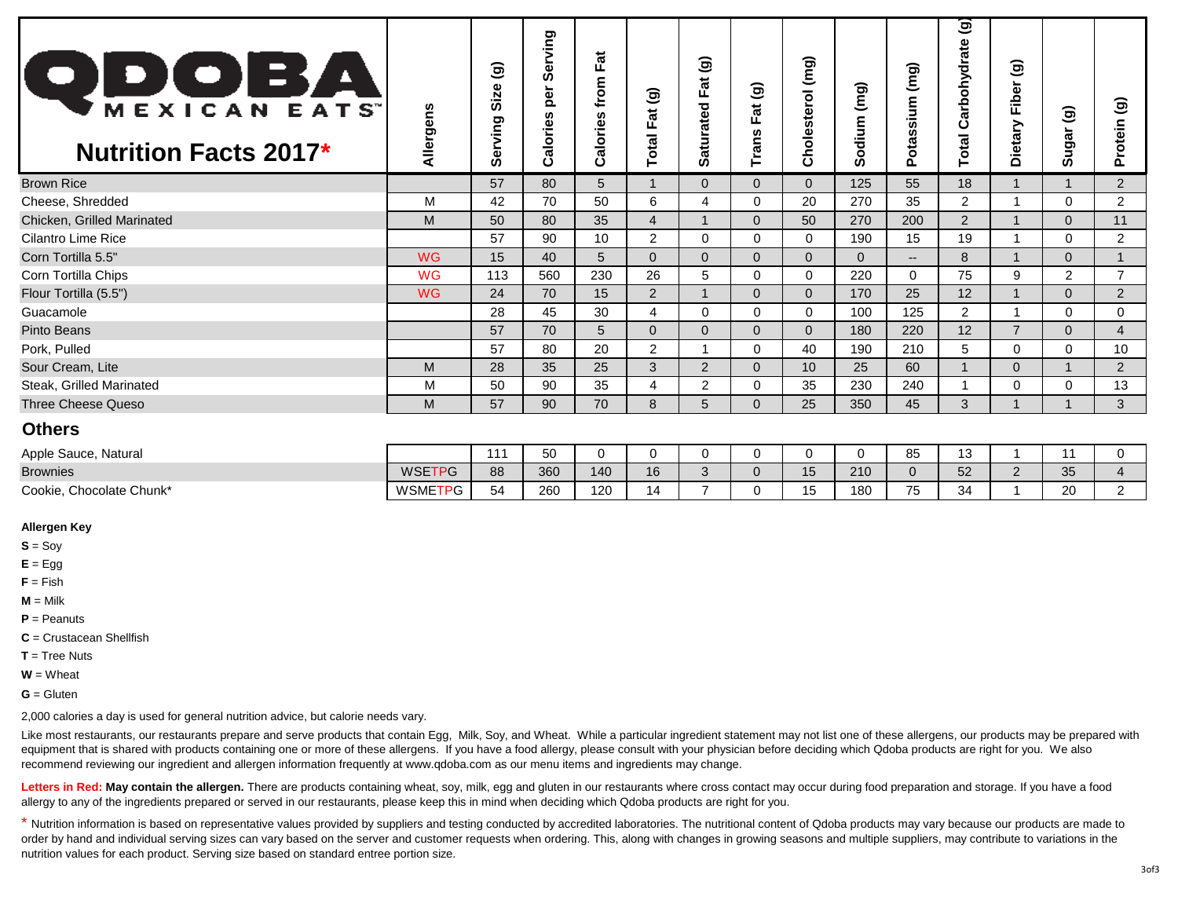# QDOBA MEXICAN EATS™

## Nutrition Facts 2017*

| | Allergens | Serving Size (g) | Calories per Serving | Calories from Fat | Total Fat (g) | Saturated Fat (g) | Trans Fat (g) | Cholesterol (mg) | Sodium (mg) | Potassium (mg) | Total Carbohydrate (g) | Dietary Fiber (g) | Sugar (g) | Protein (g) |
|---|---|---|---|---|---|---|---|---|---|---|---|---|---|---|
| Brown Rice | | 57 | 80 | 5 | 1 | 0 | 0 | 0 | 125 | 55 | 18 | 1 | 1 | 2 |
| Cheese, Shredded | M | 42 | 70 | 50 | 6 | 4 | 0 | 20 | 270 | 35 | 2 | 1 | 0 | 2 |
| Chicken, Grilled Marinated | M | 50 | 80 | 35 | 4 | 1 | 0 | 50 | 270 | 200 | 2 | 1 | 0 | 11 |
| Cilantro Lime Rice | | 57 | 90 | 10 | 2 | 0 | 0 | 0 | 190 | 15 | 19 | 1 | 0 | 2 |
| Corn Tortilla 5.5" | WG | 15 | 40 | 5 | 0 | 0 | 0 | 0 | 0 | -- | 8 | 1 | 0 | 1 |
| Corn Tortilla Chips | WG | 113 | 560 | 230 | 26 | 5 | 0 | 0 | 220 | 0 | 75 | 9 | 2 | 7 |
| Flour Tortilla (5.5") | WG | 24 | 70 | 15 | 2 | 1 | 0 | 0 | 170 | 25 | 12 | 1 | 0 | 2 |
| Guacamole | | 28 | 45 | 30 | 4 | 0 | 0 | 0 | 100 | 125 | 2 | 1 | 0 | 0 |
| Pinto Beans | | 57 | 70 | 5 | 0 | 0 | 0 | 0 | 180 | 220 | 12 | 7 | 0 | 4 |
| Pork, Pulled | | 57 | 80 | 20 | 2 | 1 | 0 | 40 | 190 | 210 | 5 | 0 | 0 | 10 |
| Sour Cream, Lite | M | 28 | 35 | 25 | 3 | 2 | 0 | 10 | 25 | 60 | 1 | 0 | 1 | 2 |
| Steak, Grilled Marinated | M | 50 | 90 | 35 | 4 | 2 | 0 | 35 | 230 | 240 | 1 | 0 | 0 | 13 |
| Three Cheese Queso | M | 57 | 90 | 70 | 8 | 5 | 0 | 25 | 350 | 45 | 3 | 1 | 1 | 3 |

### Others

| | Allergens | Serving Size (g) | Calories per Serving | Calories from Fat | Total Fat (g) | Saturated Fat (g) | Trans Fat (g) | Cholesterol (mg) | Sodium (mg) | Potassium (mg) | Total Carbohydrate (g) | Dietary Fiber (g) | Sugar (g) | Protein (g) |
|---|---|---|---|---|---|---|---|---|---|---|---|---|---|---|
| Apple Sauce, Natural | | 111 | 50 | 0 | 0 | 0 | 0 | 0 | 0 | 85 | 13 | 1 | 11 | 0 |
| Brownies | WSETPG | 88 | 360 | 140 | 16 | 3 | 0 | 15 | 210 | 0 | 52 | 2 | 35 | 4 |
| Cookie, Chocolate Chunk* | WSMETPG | 54 | 260 | 120 | 14 | 7 | 0 | 15 | 180 | 75 | 34 | 1 | 20 | 2 |

**Allergen Key**

**S** = Soy
**E** = Egg
**F** = Fish
**M** = Milk
**P** = Peanuts
**C** = Crustacean Shellfish
**T** = Tree Nuts
**W** = Wheat
**G** = Gluten

2,000 calories a day is used for general nutrition advice, but calorie needs vary.

Like most restaurants, our restaurants prepare and serve products that contain Egg, Milk, Soy, and Wheat. While a particular ingredient statement may not list one of these allergens, our products may be prepared with equipment that is shared with products containing one or more of these allergens. If you have a food allergy, please consult with your physician before deciding which Qdoba products are right for you. We also recommend reviewing our ingredient and allergen information frequently at www.qdoba.com as our menu items and ingredients may change.

**Letters in Red: May contain the allergen.** There are products containing wheat, soy, milk, egg and gluten in our restaurants where cross contact may occur during food preparation and storage. If you have a food allergy to any of the ingredients prepared or served in our restaurants, please keep this in mind when deciding which Qdoba products are right for you.

\* Nutrition information is based on representative values provided by suppliers and testing conducted by accredited laboratories. The nutritional content of Qdoba products may vary because our products are made to order by hand and individual serving sizes can vary based on the server and customer requests when ordering. This, along with changes in growing seasons and multiple suppliers, may contribute to variations in the nutrition values for each product. Serving size based on standard entree portion size.